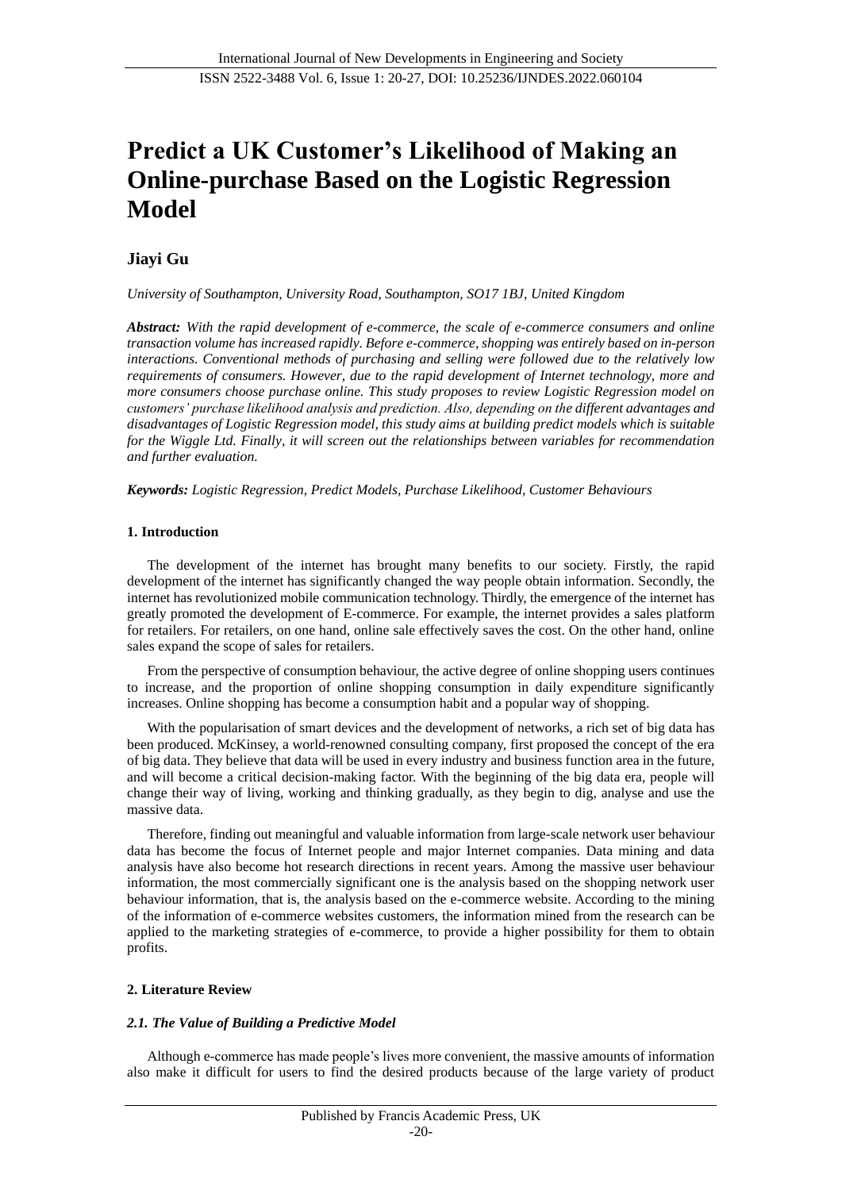# Predict a UK Customer's Likelihood of Making an Online-purchase Based on the Logistic Regression Model

**Jiayi Gu**

*University of Southampton, University Road, Southampton, SO17 1BJ, United Kingdom*

***Abstract:*** *With the rapid development of e-commerce, the scale of e-commerce consumers and online transaction volume has increased rapidly. Before e-commerce, shopping was entirely based on in-person interactions. Conventional methods of purchasing and selling were followed due to the relatively low requirements of consumers. However, due to the rapid development of Internet technology, more and more consumers choose purchase online. This study proposes to review Logistic Regression model on customers' purchase likelihood analysis and prediction. Also, depending on the different advantages and disadvantages of Logistic Regression model, this study aims at building predict models which is suitable for the Wiggle Ltd. Finally, it will screen out the relationships between variables for recommendation and further evaluation.*

***Keywords:*** *Logistic Regression, Predict Models, Purchase Likelihood, Customer Behaviours*

## 1. Introduction

The development of the internet has brought many benefits to our society. Firstly, the rapid development of the internet has significantly changed the way people obtain information. Secondly, the internet has revolutionized mobile communication technology. Thirdly, the emergence of the internet has greatly promoted the development of E-commerce. For example, the internet provides a sales platform for retailers. For retailers, on one hand, online sale effectively saves the cost. On the other hand, online sales expand the scope of sales for retailers.

From the perspective of consumption behaviour, the active degree of online shopping users continues to increase, and the proportion of online shopping consumption in daily expenditure significantly increases. Online shopping has become a consumption habit and a popular way of shopping.

With the popularisation of smart devices and the development of networks, a rich set of big data has been produced. McKinsey, a world-renowned consulting company, first proposed the concept of the era of big data. They believe that data will be used in every industry and business function area in the future, and will become a critical decision-making factor. With the beginning of the big data era, people will change their way of living, working and thinking gradually, as they begin to dig, analyse and use the massive data.

Therefore, finding out meaningful and valuable information from large-scale network user behaviour data has become the focus of Internet people and major Internet companies. Data mining and data analysis have also become hot research directions in recent years. Among the massive user behaviour information, the most commercially significant one is the analysis based on the shopping network user behaviour information, that is, the analysis based on the e-commerce website. According to the mining of the information of e-commerce websites customers, the information mined from the research can be applied to the marketing strategies of e-commerce, to provide a higher possibility for them to obtain profits.

## 2. Literature Review

### *2.1. The Value of Building a Predictive Model*

Although e-commerce has made people's lives more convenient, the massive amounts of information also make it difficult for users to find the desired products because of the large variety of product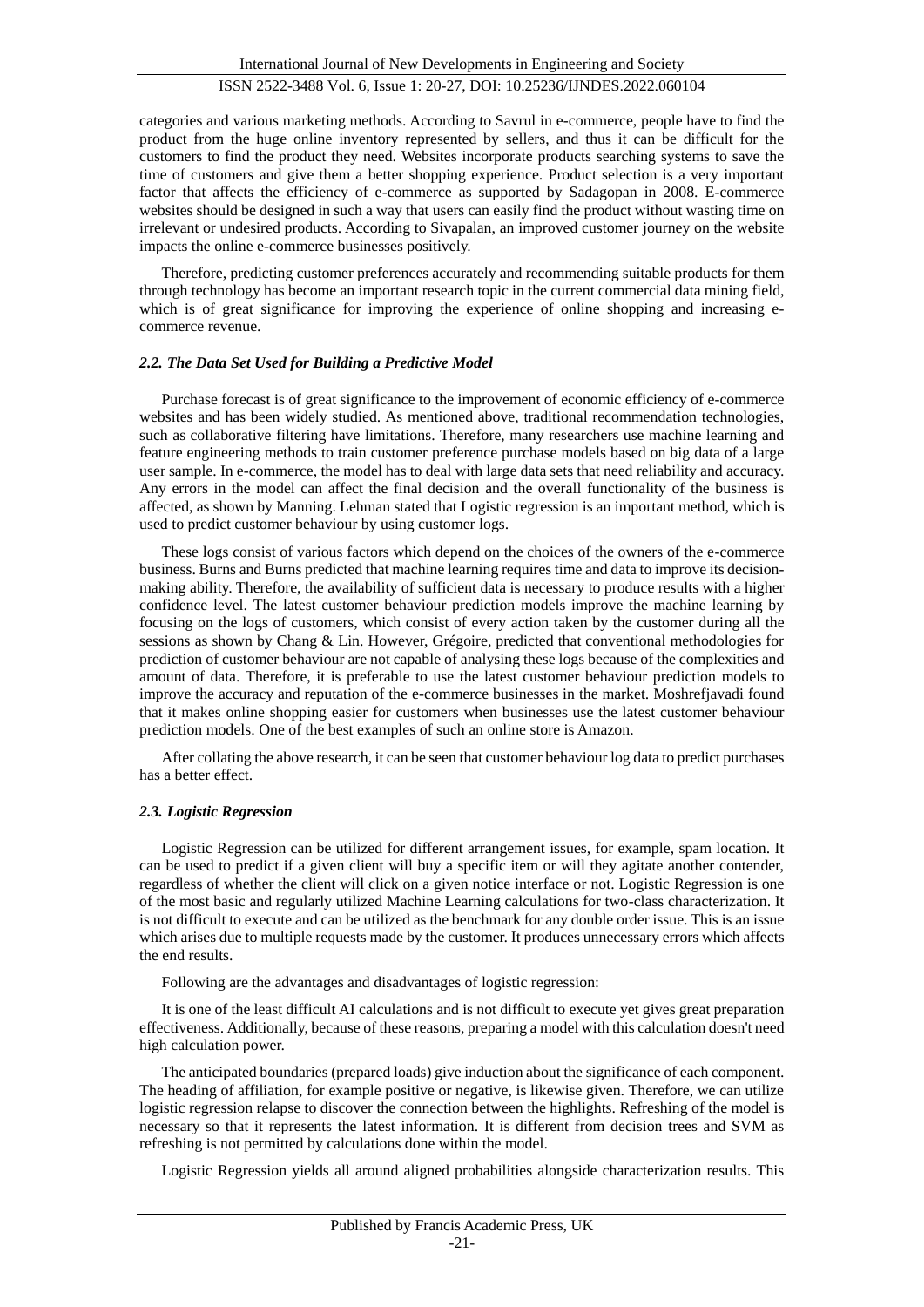categories and various marketing methods. According to Savrul in e-commerce, people have to find the product from the huge online inventory represented by sellers, and thus it can be difficult for the customers to find the product they need. Websites incorporate products searching systems to save the time of customers and give them a better shopping experience. Product selection is a very important factor that affects the efficiency of e-commerce as supported by Sadagopan in 2008. E-commerce websites should be designed in such a way that users can easily find the product without wasting time on irrelevant or undesired products. According to Sivapalan, an improved customer journey on the website impacts the online e-commerce businesses positively.

Therefore, predicting customer preferences accurately and recommending suitable products for them through technology has become an important research topic in the current commercial data mining field, which is of great significance for improving the experience of online shopping and increasing e-commerce revenue.

### *2.2. The Data Set Used for Building a Predictive Model*

Purchase forecast is of great significance to the improvement of economic efficiency of e-commerce websites and has been widely studied. As mentioned above, traditional recommendation technologies, such as collaborative filtering have limitations. Therefore, many researchers use machine learning and feature engineering methods to train customer preference purchase models based on big data of a large user sample. In e-commerce, the model has to deal with large data sets that need reliability and accuracy. Any errors in the model can affect the final decision and the overall functionality of the business is affected, as shown by Manning. Lehman stated that Logistic regression is an important method, which is used to predict customer behaviour by using customer logs.

These logs consist of various factors which depend on the choices of the owners of the e-commerce business. Burns and Burns predicted that machine learning requires time and data to improve its decision-making ability. Therefore, the availability of sufficient data is necessary to produce results with a higher confidence level. The latest customer behaviour prediction models improve the machine learning by focusing on the logs of customers, which consist of every action taken by the customer during all the sessions as shown by Chang & Lin. However, Grégoire, predicted that conventional methodologies for prediction of customer behaviour are not capable of analysing these logs because of the complexities and amount of data. Therefore, it is preferable to use the latest customer behaviour prediction models to improve the accuracy and reputation of the e-commerce businesses in the market. Moshrefjavadi found that it makes online shopping easier for customers when businesses use the latest customer behaviour prediction models. One of the best examples of such an online store is Amazon.

After collating the above research, it can be seen that customer behaviour log data to predict purchases has a better effect.

### *2.3. Logistic Regression*

Logistic Regression can be utilized for different arrangement issues, for example, spam location. It can be used to predict if a given client will buy a specific item or will they agitate another contender, regardless of whether the client will click on a given notice interface or not. Logistic Regression is one of the most basic and regularly utilized Machine Learning calculations for two-class characterization. It is not difficult to execute and can be utilized as the benchmark for any double order issue. This is an issue which arises due to multiple requests made by the customer. It produces unnecessary errors which affects the end results.

Following are the advantages and disadvantages of logistic regression:

It is one of the least difficult AI calculations and is not difficult to execute yet gives great preparation effectiveness. Additionally, because of these reasons, preparing a model with this calculation doesn't need high calculation power.

The anticipated boundaries (prepared loads) give induction about the significance of each component. The heading of affiliation, for example positive or negative, is likewise given. Therefore, we can utilize logistic regression relapse to discover the connection between the highlights. Refreshing of the model is necessary so that it represents the latest information. It is different from decision trees and SVM as refreshing is not permitted by calculations done within the model.

Logistic Regression yields all around aligned probabilities alongside characterization results. This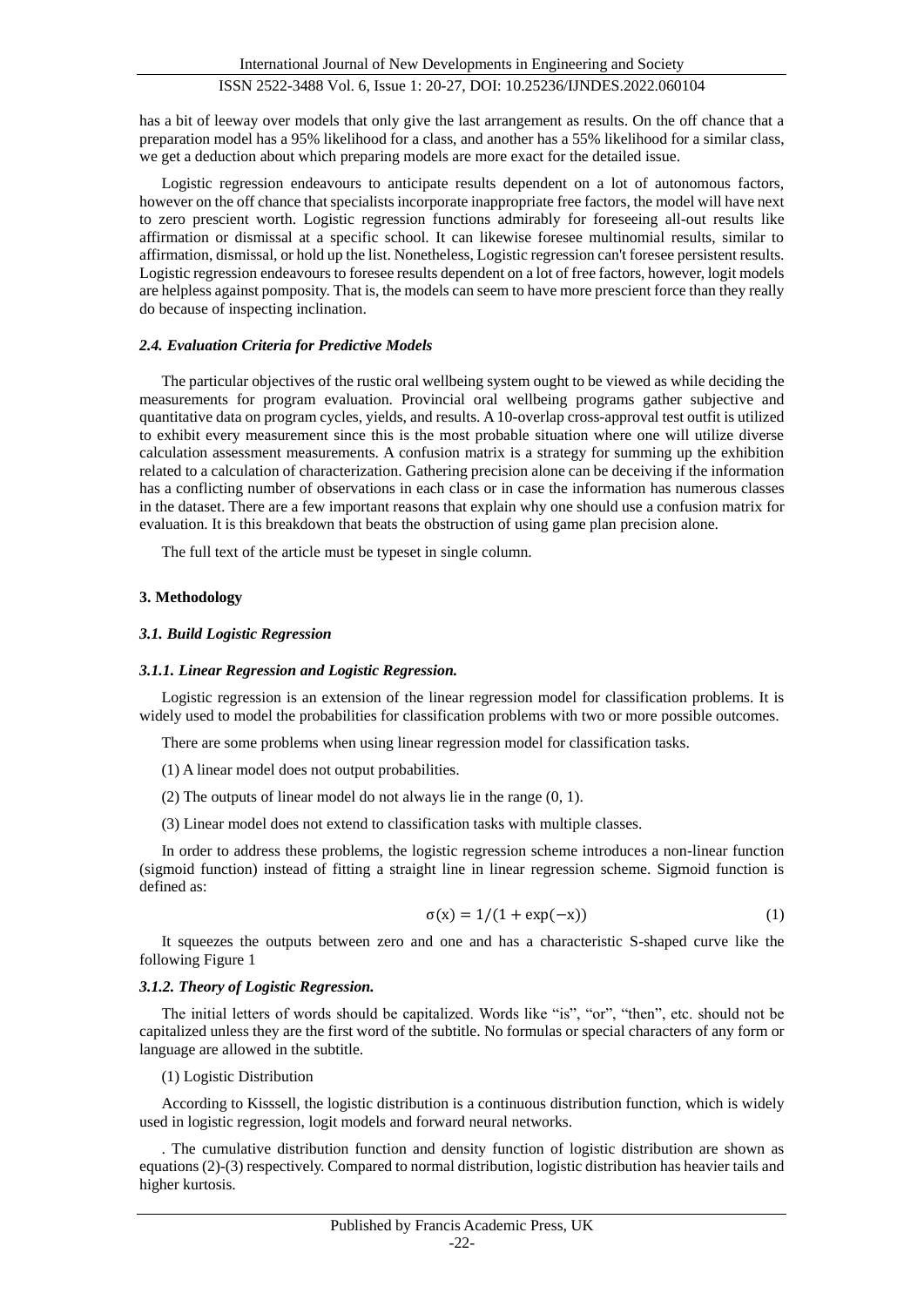has a bit of leeway over models that only give the last arrangement as results. On the off chance that a preparation model has a 95% likelihood for a class, and another has a 55% likelihood for a similar class, we get a deduction about which preparing models are more exact for the detailed issue.

Logistic regression endeavours to anticipate results dependent on a lot of autonomous factors, however on the off chance that specialists incorporate inappropriate free factors, the model will have next to zero prescient worth. Logistic regression functions admirably for foreseeing all-out results like affirmation or dismissal at a specific school. It can likewise foresee multinomial results, similar to affirmation, dismissal, or hold up the list. Nonetheless, Logistic regression can't foresee persistent results. Logistic regression endeavours to foresee results dependent on a lot of free factors, however, logit models are helpless against pomposity. That is, the models can seem to have more prescient force than they really do because of inspecting inclination.

### *2.4. Evaluation Criteria for Predictive Models*

The particular objectives of the rustic oral wellbeing system ought to be viewed as while deciding the measurements for program evaluation. Provincial oral wellbeing programs gather subjective and quantitative data on program cycles, yields, and results. A 10-overlap cross-approval test outfit is utilized to exhibit every measurement since this is the most probable situation where one will utilize diverse calculation assessment measurements. A confusion matrix is a strategy for summing up the exhibition related to a calculation of characterization. Gathering precision alone can be deceiving if the information has a conflicting number of observations in each class or in case the information has numerous classes in the dataset. There are a few important reasons that explain why one should use a confusion matrix for evaluation. It is this breakdown that beats the obstruction of using game plan precision alone.

The full text of the article must be typeset in single column.

## 3. Methodology

### *3.1. Build Logistic Regression*

#### *3.1.1. Linear Regression and Logistic Regression.*

Logistic regression is an extension of the linear regression model for classification problems. It is widely used to model the probabilities for classification problems with two or more possible outcomes.

There are some problems when using linear regression model for classification tasks.

(1) A linear model does not output probabilities.

(2) The outputs of linear model do not always lie in the range (0, 1).

(3) Linear model does not extend to classification tasks with multiple classes.

In order to address these problems, the logistic regression scheme introduces a non-linear function (sigmoid function) instead of fitting a straight line in linear regression scheme. Sigmoid function is defined as:

$$\sigma(x) = 1/(1 + \exp(-x)) \tag{1}$$

It squeezes the outputs between zero and one and has a characteristic S-shaped curve like the following Figure 1

#### *3.1.2. Theory of Logistic Regression.*

The initial letters of words should be capitalized. Words like "is", "or", "then", etc. should not be capitalized unless they are the first word of the subtitle. No formulas or special characters of any form or language are allowed in the subtitle.

(1) Logistic Distribution

According to Kisssell, the logistic distribution is a continuous distribution function, which is widely used in logistic regression, logit models and forward neural networks.

. The cumulative distribution function and density function of logistic distribution are shown as equations (2)-(3) respectively. Compared to normal distribution, logistic distribution has heavier tails and higher kurtosis.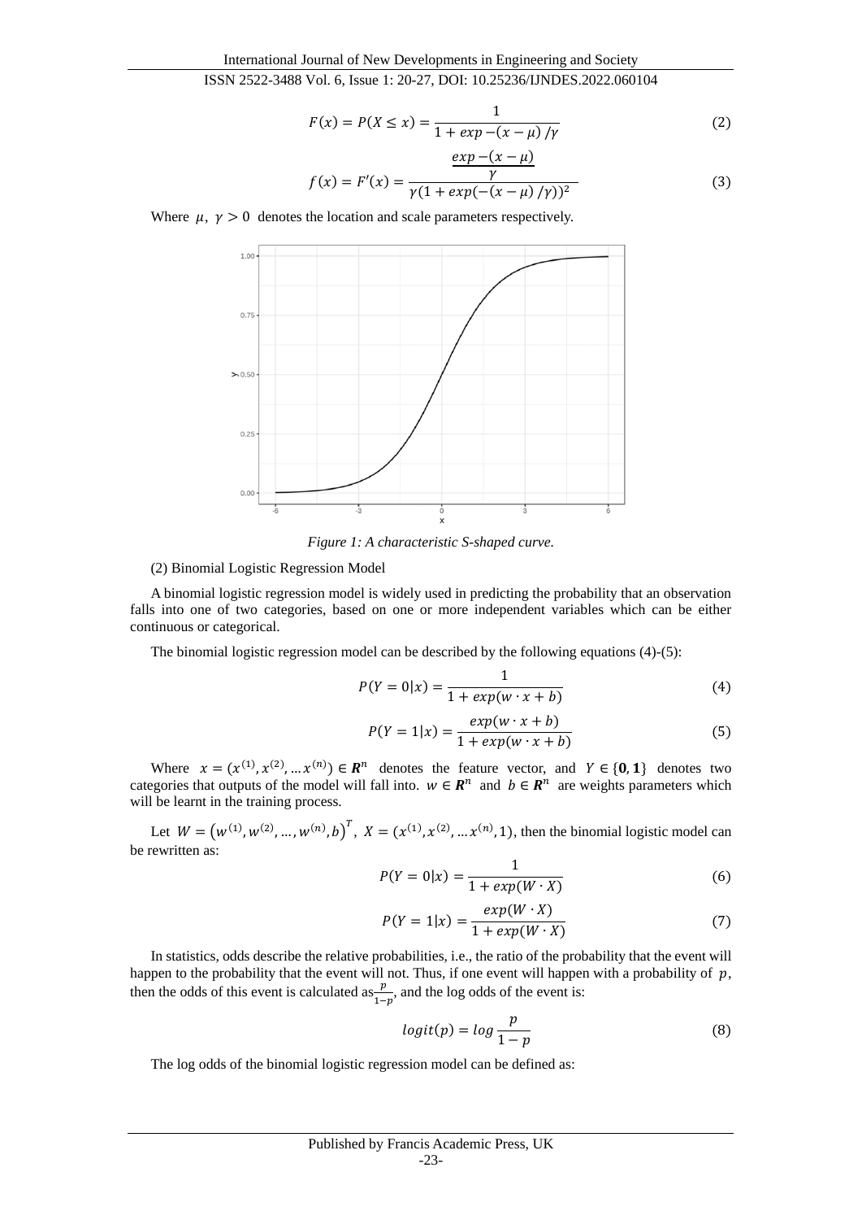$$F(x) = P(X \leq x) = \frac{1}{1 + exp - (x - \mu) / \gamma} \tag{2}$$

$$f(x) = F'(x) = \frac{\frac{exp - (x - \mu)}{\gamma}}{\gamma(1 + exp(-(x - \mu) / \gamma))^2} \tag{3}$$

Where $\mu$, $\gamma > 0$ denotes the location and scale parameters respectively.

*Figure 1: A characteristic S-shaped curve.*

(2) Binomial Logistic Regression Model

A binomial logistic regression model is widely used in predicting the probability that an observation falls into one of two categories, based on one or more independent variables which can be either continuous or categorical.

The binomial logistic regression model can be described by the following equations (4)-(5):

$$P(Y = 0|x) = \frac{1}{1 + exp(w \cdot x + b)} \tag{4}$$

$$P(Y = 1|x) = \frac{exp(w \cdot x + b)}{1 + exp(w \cdot x + b)} \tag{5}$$

Where $x = (x^{(1)}, x^{(2)}, \dots x^{(n)}) \in \boldsymbol{R}^n$ denotes the feature vector, and $Y \in \{\boldsymbol{0}, \boldsymbol{1}\}$ denotes two categories that outputs of the model will fall into. $w \in \boldsymbol{R}^n$ and $b \in \boldsymbol{R}^n$ are weights parameters which will be learnt in the training process.

Let $W = \left(w^{(1)}, w^{(2)}, \dots, w^{(n)}, b\right)^T$, $X = (x^{(1)}, x^{(2)}, \dots x^{(n)}, 1)$, then the binomial logistic model can be rewritten as:

$$P(Y = 0|x) = \frac{1}{1 + exp(W \cdot X)} \tag{6}$$

$$P(Y = 1|x) = \frac{exp(W \cdot X)}{1 + exp(W \cdot X)} \tag{7}$$

In statistics, odds describe the relative probabilities, i.e., the ratio of the probability that the event will happen to the probability that the event will not. Thus, if one event will happen with a probability of $p$, then the odds of this event is calculated as $\frac{p}{1-p}$, and the log odds of the event is:

$$logit(p) = log \frac{p}{1 - p} \tag{8}$$

The log odds of the binomial logistic regression model can be defined as: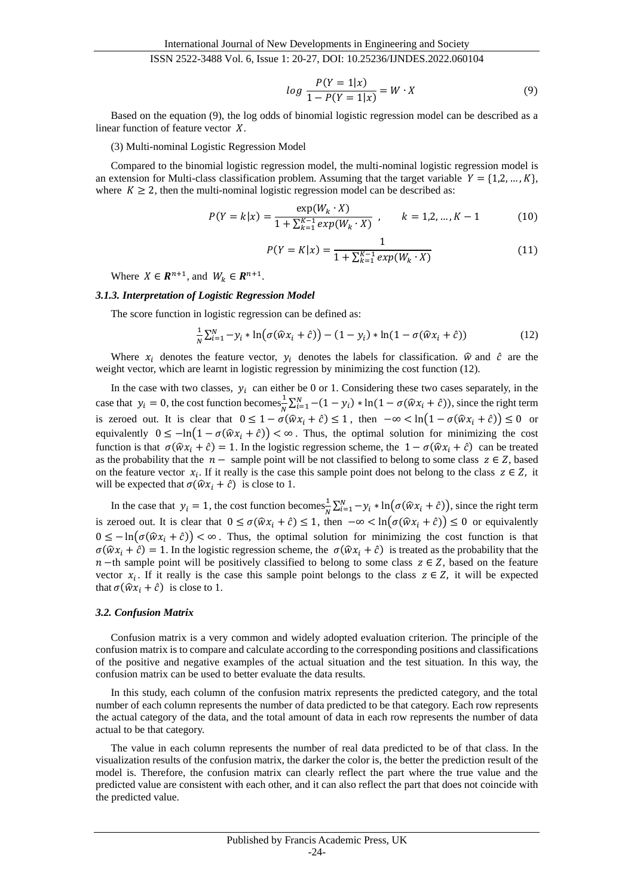$$log\ \frac{P(Y=1|x)}{1-P(Y=1|x)} = W \cdot X \tag{9}$$

Based on the equation (9), the log odds of binomial logistic regression model can be described as a linear function of feature vector $X$.

(3) Multi-nominal Logistic Regression Model

Compared to the binomial logistic regression model, the multi-nominal logistic regression model is an extension for Multi-class classification problem. Assuming that the target variable $Y = \{1,2,\dots,K\}$, where $K \geq 2$, then the multi-nominal logistic regression model can be described as:

$$P(Y=k|x) = \frac{\exp(W_k \cdot X)}{1+\sum_{k=1}^{K-1} exp(W_k \cdot X)}\ , \qquad k = 1,2,\dots,K-1 \tag{10}$$

$$P(Y=K|x) = \frac{1}{1+\sum_{k=1}^{K-1} exp(W_k \cdot X)} \tag{11}$$

Where $X \in \boldsymbol{R}^{n+1}$, and $W_k \in \boldsymbol{R}^{n+1}$.

### *3.1.3. Interpretation of Logistic Regression Model*

The score function in logistic regression can be defined as:

$$\tfrac{1}{N}\textstyle\sum_{i=1}^{N} -y_i * \ln\big(\sigma(\widehat{w}x_i+\hat{c})\big) - (1-y_i) * \ln(1-\sigma(\widehat{w}x_i+\hat{c})) \tag{12}$$

Where $x_i$ denotes the feature vector, $y_i$ denotes the labels for classification. $\widehat{w}$ and $\hat{c}$ are the weight vector, which are learnt in logistic regression by minimizing the cost function (12).

In the case with two classes, $y_i$ can either be 0 or 1. Considering these two cases separately, in the case that $y_i = 0$, the cost function becomes $\frac{1}{N}\sum_{i=1}^{N} -(1-y_i) * \ln(1-\sigma(\widehat{w}x_i+\hat{c}))$, since the right term is zeroed out. It is clear that $0 \leq 1-\sigma(\widehat{w}x_i+\hat{c}) \leq 1$, then $-\infty < \ln\big(1-\sigma(\widehat{w}x_i+\hat{c})\big) \leq 0$ or equivalently $0 \leq -\ln\big(1-\sigma(\widehat{w}x_i+\hat{c})\big) < \infty$. Thus, the optimal solution for minimizing the cost function is that $\sigma(\widehat{w}x_i+\hat{c}) = 1$. In the logistic regression scheme, the $1-\sigma(\widehat{w}x_i+\hat{c})$ can be treated as the probability that the $n-$ sample point will be not classified to belong to some class $z \in Z$, based on the feature vector $x_i$. If it really is the case this sample point does not belong to the class $z \in Z$, it will be expected that $\sigma(\widehat{w}x_i+\hat{c})$ is close to 1.

In the case that $y_i = 1$, the cost function becomes $\frac{1}{N}\sum_{i=1}^{N} -y_i * \ln\big(\sigma(\widehat{w}x_i+\hat{c})\big)$, since the right term is zeroed out. It is clear that $0 \leq \sigma(\widehat{w}x_i+\hat{c}) \leq 1$, then $-\infty < \ln\big(\sigma(\widehat{w}x_i+\hat{c})\big) \leq 0$ or equivalently $0 \leq -\ln\big(\sigma(\widehat{w}x_i+\hat{c})\big) < \infty$. Thus, the optimal solution for minimizing the cost function is that $\sigma(\widehat{w}x_i+\hat{c}) = 1$. In the logistic regression scheme, the $\sigma(\widehat{w}x_i+\hat{c})$ is treated as the probability that the $n-$th sample point will be positively classified to belong to some class $z \in Z$, based on the feature vector $x_i$. If it really is the case this sample point belongs to the class $z \in Z$, it will be expected that $\sigma(\widehat{w}x_i+\hat{c})$ is close to 1.

### *3.2. Confusion Matrix*

Confusion matrix is a very common and widely adopted evaluation criterion. The principle of the confusion matrix is to compare and calculate according to the corresponding positions and classifications of the positive and negative examples of the actual situation and the test situation. In this way, the confusion matrix can be used to better evaluate the data results.

In this study, each column of the confusion matrix represents the predicted category, and the total number of each column represents the number of data predicted to be that category. Each row represents the actual category of the data, and the total amount of data in each row represents the number of data actual to be that category.

The value in each column represents the number of real data predicted to be of that class. In the visualization results of the confusion matrix, the darker the color is, the better the prediction result of the model is. Therefore, the confusion matrix can clearly reflect the part where the true value and the predicted value are consistent with each other, and it can also reflect the part that does not coincide with the predicted value.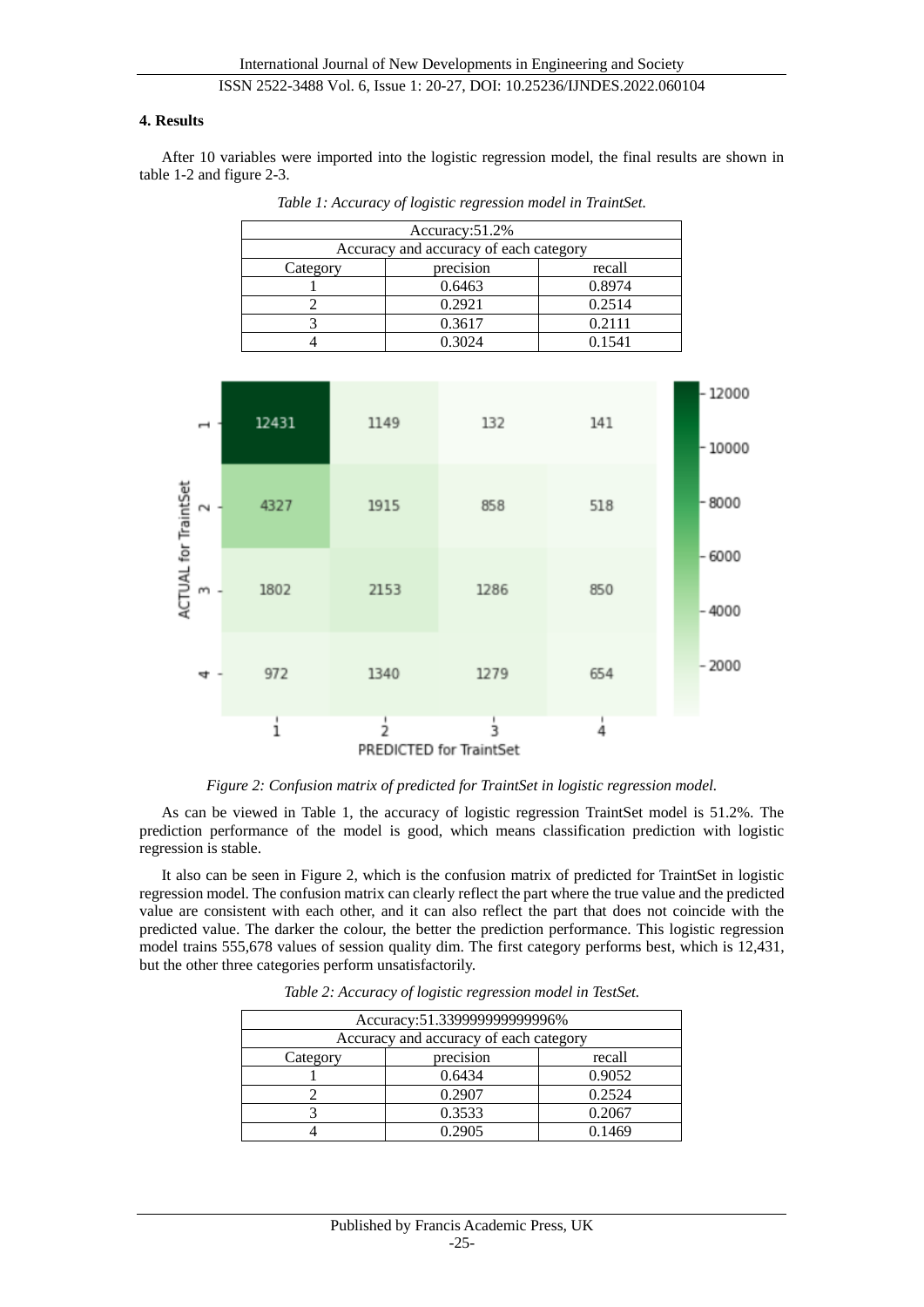## 4. Results

After 10 variables were imported into the logistic regression model, the final results are shown in table 1-2 and figure 2-3.

*Table 1: Accuracy of logistic regression model in TraintSet.*

| Accuracy:51.2% | | |
|---|---|---|
| Accuracy and accuracy of each category | | |
| Category | precision | recall |
| 1 | 0.6463 | 0.8974 |
| 2 | 0.2921 | 0.2514 |
| 3 | 0.3617 | 0.2111 |
| 4 | 0.3024 | 0.1541 |

| ACTUAL for TraintSet \ PREDICTED for TraintSet | 1 | 2 | 3 | 4 |
|---|---|---|---|---|
| 1 | 12431 | 1149 | 132 | 141 |
| 2 | 4327 | 1915 | 858 | 518 |
| 3 | 1802 | 2153 | 1286 | 850 |
| 4 | 972 | 1340 | 1279 | 654 |

*Figure 2: Confusion matrix of predicted for TraintSet in logistic regression model.*

As can be viewed in Table 1, the accuracy of logistic regression TraintSet model is 51.2%. The prediction performance of the model is good, which means classification prediction with logistic regression is stable.

It also can be seen in Figure 2, which is the confusion matrix of predicted for TraintSet in logistic regression model. The confusion matrix can clearly reflect the part where the true value and the predicted value are consistent with each other, and it can also reflect the part that does not coincide with the predicted value. The darker the colour, the better the prediction performance. This logistic regression model trains 555,678 values of session quality dim. The first category performs best, which is 12,431, but the other three categories perform unsatisfactorily.

*Table 2: Accuracy of logistic regression model in TestSet.*

| Accuracy:51.339999999999996% | | |
|---|---|---|
| Accuracy and accuracy of each category | | |
| Category | precision | recall |
| 1 | 0.6434 | 0.9052 |
| 2 | 0.2907 | 0.2524 |
| 3 | 0.3533 | 0.2067 |
| 4 | 0.2905 | 0.1469 |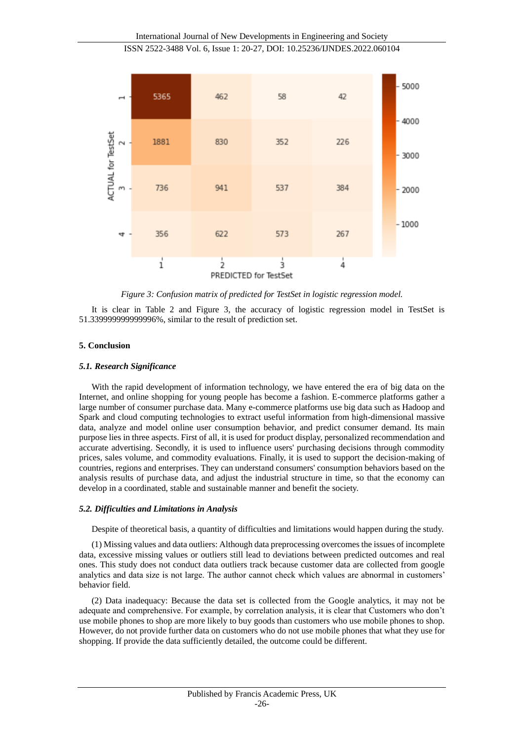Figure 3: Confusion matrix of predicted for TestSet in logistic regression model.

It is clear in Table 2 and Figure 3, the accuracy of logistic regression model in TestSet is 51.339999999999996%, similar to the result of prediction set.

## 5. Conclusion

### 5.1. Research Significance

With the rapid development of information technology, we have entered the era of big data on the Internet, and online shopping for young people has become a fashion. E-commerce platforms gather a large number of consumer purchase data. Many e-commerce platforms use big data such as Hadoop and Spark and cloud computing technologies to extract useful information from high-dimensional massive data, analyze and model online user consumption behavior, and predict consumer demand. Its main purpose lies in three aspects. First of all, it is used for product display, personalized recommendation and accurate advertising. Secondly, it is used to influence users' purchasing decisions through commodity prices, sales volume, and commodity evaluations. Finally, it is used to support the decision-making of countries, regions and enterprises. They can understand consumers' consumption behaviors based on the analysis results of purchase data, and adjust the industrial structure in time, so that the economy can develop in a coordinated, stable and sustainable manner and benefit the society.

### 5.2. Difficulties and Limitations in Analysis

Despite of theoretical basis, a quantity of difficulties and limitations would happen during the study.

(1) Missing values and data outliers: Although data preprocessing overcomes the issues of incomplete data, excessive missing values or outliers still lead to deviations between predicted outcomes and real ones. This study does not conduct data outliers track because customer data are collected from google analytics and data size is not large. The author cannot check which values are abnormal in customers' behavior field.

(2) Data inadequacy: Because the data set is collected from the Google analytics, it may not be adequate and comprehensive. For example, by correlation analysis, it is clear that Customers who don't use mobile phones to shop are more likely to buy goods than customers who use mobile phones to shop. However, do not provide further data on customers who do not use mobile phones that what they use for shopping. If provide the data sufficiently detailed, the outcome could be different.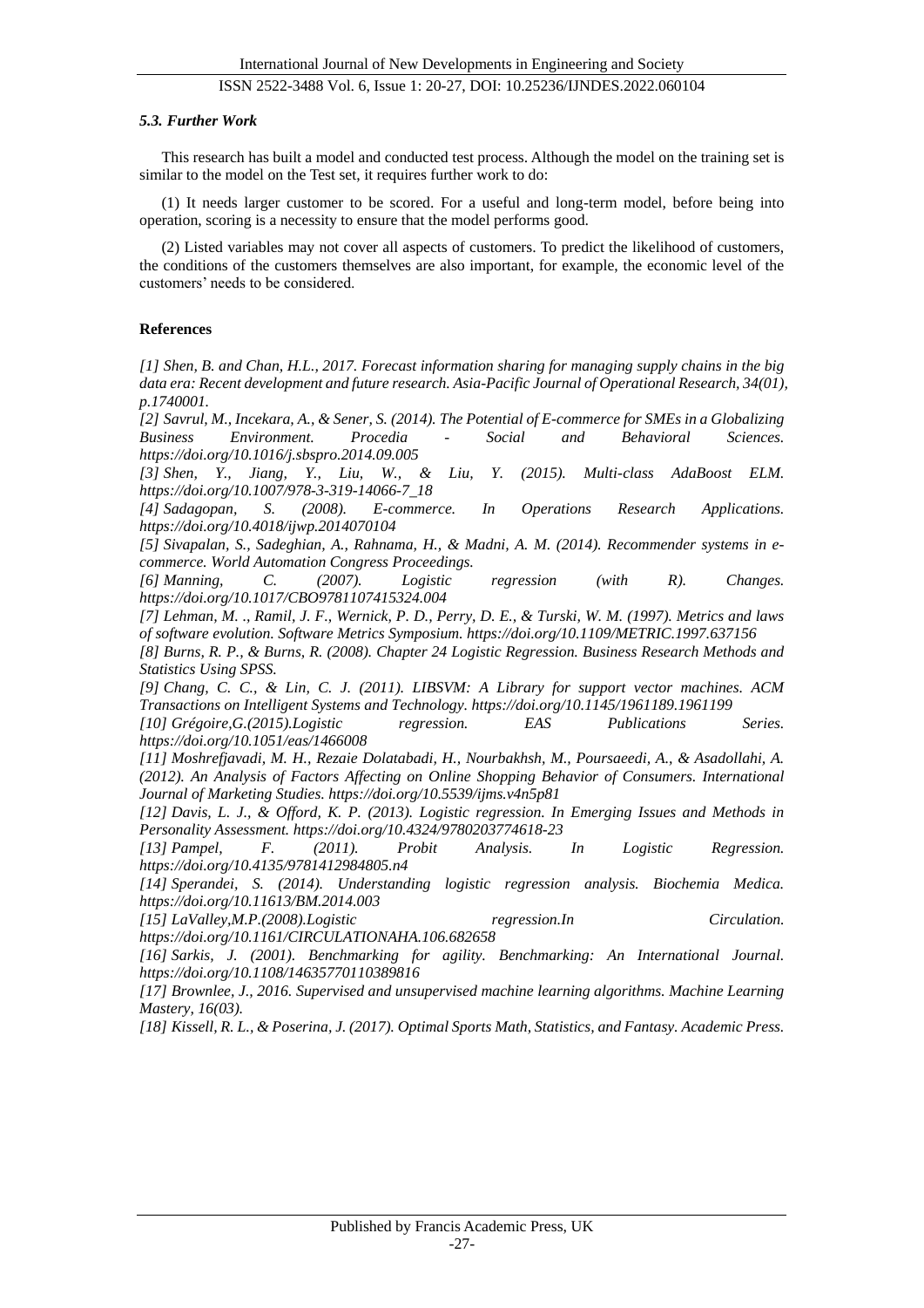### *5.3. Further Work*

This research has built a model and conducted test process. Although the model on the training set is similar to the model on the Test set, it requires further work to do:

(1) It needs larger customer to be scored. For a useful and long-term model, before being into operation, scoring is a necessity to ensure that the model performs good.

(2) Listed variables may not cover all aspects of customers. To predict the likelihood of customers, the conditions of the customers themselves are also important, for example, the economic level of the customers' needs to be considered.

**References**

*[1] Shen, B. and Chan, H.L., 2017. Forecast information sharing for managing supply chains in the big data era: Recent development and future research. Asia-Pacific Journal of Operational Research, 34(01), p.1740001.*

*[2] Savrul, M., Incekara, A., & Sener, S. (2014). The Potential of E-commerce for SMEs in a Globalizing Business Environment. Procedia - Social and Behavioral Sciences. https://doi.org/10.1016/j.sbspro.2014.09.005*

*[3] Shen, Y., Jiang, Y., Liu, W., & Liu, Y. (2015). Multi-class AdaBoost ELM. https://doi.org/10.1007/978-3-319-14066-7_18*

*[4] Sadagopan, S. (2008). E-commerce. In Operations Research Applications. https://doi.org/10.4018/ijwp.2014070104*

*[5] Sivapalan, S., Sadeghian, A., Rahnama, H., & Madni, A. M. (2014). Recommender systems in e-commerce. World Automation Congress Proceedings.*

*[6] Manning, C. (2007). Logistic regression (with R). Changes. https://doi.org/10.1017/CBO9781107415324.004*

*[7] Lehman, M. ., Ramil, J. F., Wernick, P. D., Perry, D. E., & Turski, W. M. (1997). Metrics and laws of software evolution. Software Metrics Symposium. https://doi.org/10.1109/METRIC.1997.637156*

*[8] Burns, R. P., & Burns, R. (2008). Chapter 24 Logistic Regression. Business Research Methods and Statistics Using SPSS.*

*[9] Chang, C. C., & Lin, C. J. (2011). LIBSVM: A Library for support vector machines. ACM Transactions on Intelligent Systems and Technology. https://doi.org/10.1145/1961189.1961199*

*[10] Grégoire,G.(2015).Logistic regression. EAS Publications Series. https://doi.org/10.1051/eas/1466008*

*[11] Moshrefjavadi, M. H., Rezaie Dolatabadi, H., Nourbakhsh, M., Poursaeedi, A., & Asadollahi, A. (2012). An Analysis of Factors Affecting on Online Shopping Behavior of Consumers. International Journal of Marketing Studies. https://doi.org/10.5539/ijms.v4n5p81*

*[12] Davis, L. J., & Offord, K. P. (2013). Logistic regression. In Emerging Issues and Methods in Personality Assessment. https://doi.org/10.4324/9780203774618-23*

*[13] Pampel, F. (2011). Probit Analysis. In Logistic Regression. https://doi.org/10.4135/9781412984805.n4*

*[14] Sperandei, S. (2014). Understanding logistic regression analysis. Biochemia Medica. https://doi.org/10.11613/BM.2014.003*

*[15] LaValley,M.P.(2008).Logistic regression.In Circulation. https://doi.org/10.1161/CIRCULATIONAHA.106.682658*

*[16] Sarkis, J. (2001). Benchmarking for agility. Benchmarking: An International Journal. https://doi.org/10.1108/14635770110389816*

*[17] Brownlee, J., 2016. Supervised and unsupervised machine learning algorithms. Machine Learning Mastery, 16(03).*

*[18] Kissell, R. L., & Poserina, J. (2017). Optimal Sports Math, Statistics, and Fantasy. Academic Press.*